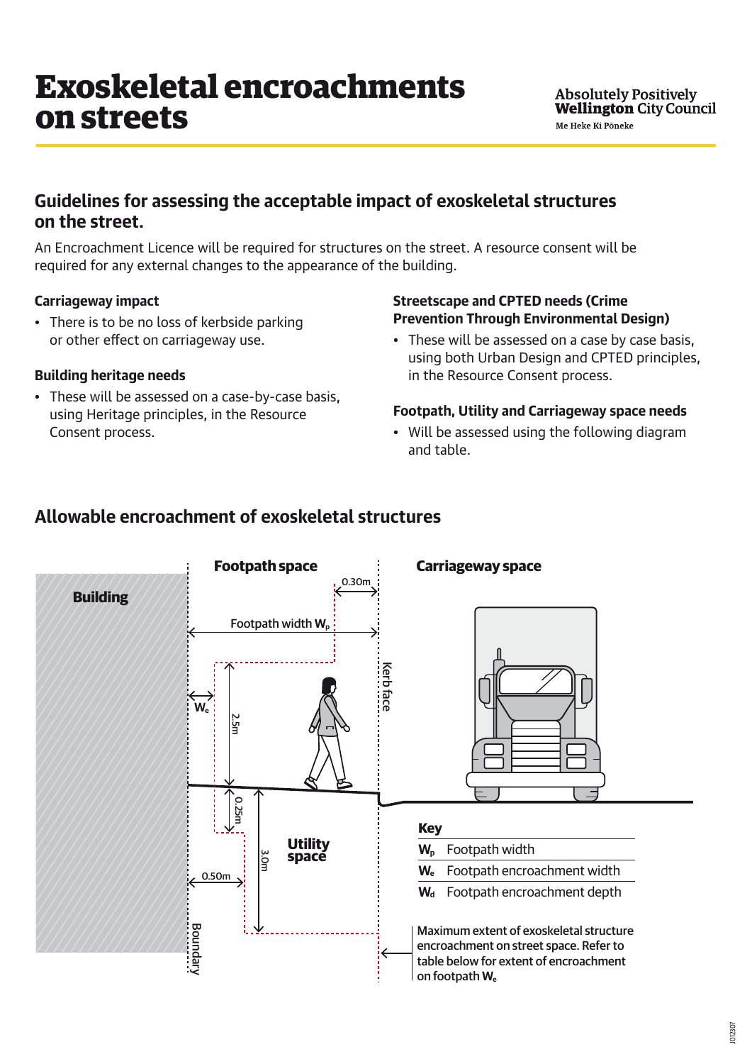# Exoskeletal encroachments on streets

Absolutely Positively **Wellington** City Council
Me Heke Ki Pōneke

## Guidelines for assessing the acceptable impact of exoskeletal structures on the street.

An Encroachment Licence will be required for structures on the street. A resource consent will be required for any external changes to the appearance of the building.

### Carriageway impact

- There is to be no loss of kerbside parking or other effect on carriageway use.

### Building heritage needs

- These will be assessed on a case-by-case basis, using Heritage principles, in the Resource Consent process.

### Streetscape and CPTED needs (Crime Prevention Through Environmental Design)

- These will be assessed on a case by case basis, using both Urban Design and CPTED principles, in the Resource Consent process.

### Footpath, Utility and Carriageway space needs

- Will be assessed using the following diagram and table.

## Allowable encroachment of exoskeletal structures

Building

**Footpath space**

0.30m

Footpath width $W_p$

$W_e$

2.5m

Kerb face

0.25m

**Utility space**

3.0m

0.50m

Boundary

**Carriageway space**

**Key**

| | |
|---|---|
| $W_p$ | Footpath width |
| $W_e$ | Footpath encroachment width |
| $W_d$ | Footpath encroachment depth |

Maximum extent of exoskeletal structure encroachment on street space. Refer to table below for extent of encroachment on footpath $W_e$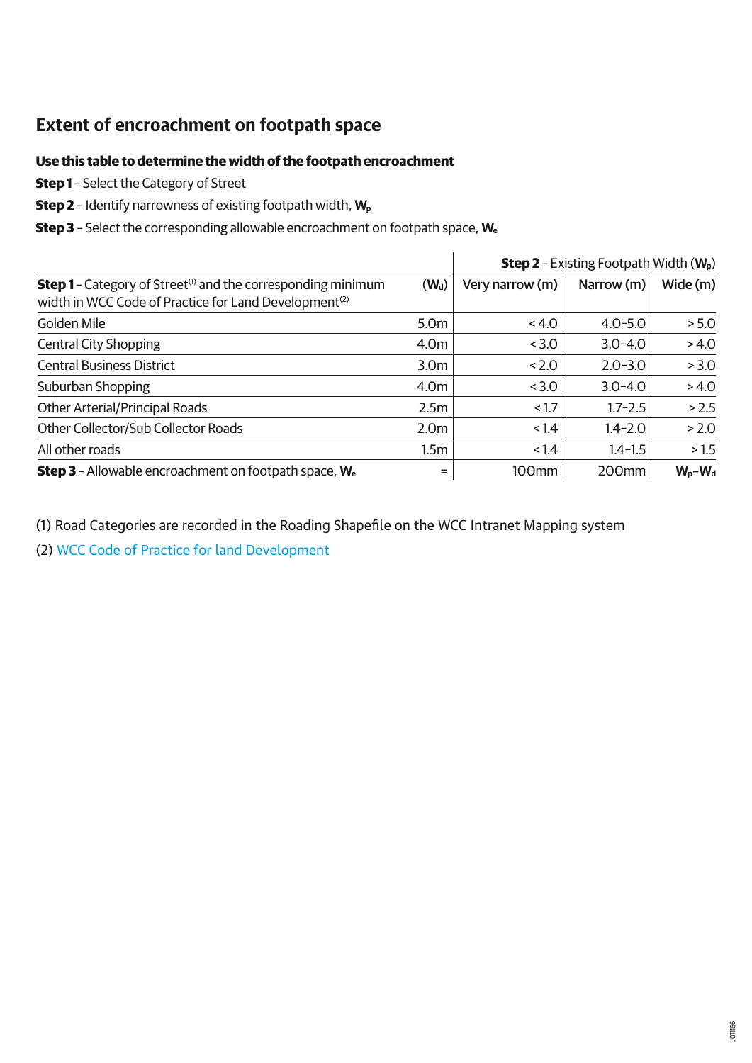## Extent of encroachment on footpath space

**Use this table to determine the width of the footpath encroachment**

**Step 1** – Select the Category of Street

**Step 2** – Identify narrowness of existing footpath width, $\mathbf{W_p}$

**Step 3** – Select the corresponding allowable encroachment on footpath space, $\mathbf{W_e}$

| | | **Step 2** – Existing Footpath Width ($\mathbf{W_p}$) | | |
|---|---|---|---|---|
| **Step 1** – Category of Street[1] and the corresponding minimum width in WCC Code of Practice for Land Development[2] | ($\mathbf{W_d}$) | Very narrow (m) | Narrow (m) | Wide (m) |
| Golden Mile | 5.0m | < 4.0 | 4.0–5.0 | > 5.0 |
| Central City Shopping | 4.0m | < 3.0 | 3.0–4.0 | > 4.0 |
| Central Business District | 3.0m | < 2.0 | 2.0–3.0 | > 3.0 |
| Suburban Shopping | 4.0m | < 3.0 | 3.0–4.0 | > 4.0 |
| Other Arterial/Principal Roads | 2.5m | < 1.7 | 1.7–2.5 | > 2.5 |
| Other Collector/Sub Collector Roads | 2.0m | < 1.4 | 1.4–2.0 | > 2.0 |
| All other roads | 1.5m | < 1.4 | 1.4–1.5 | > 1.5 |
| **Step 3** – Allowable encroachment on footpath space, $\mathbf{W_e}$ | = | 100mm | 200mm | $\mathbf{W_p - W_d}$ |

(1) Road Categories are recorded in the Roading Shapefile on the WCC Intranet Mapping system

(2) WCC Code of Practice for land Development